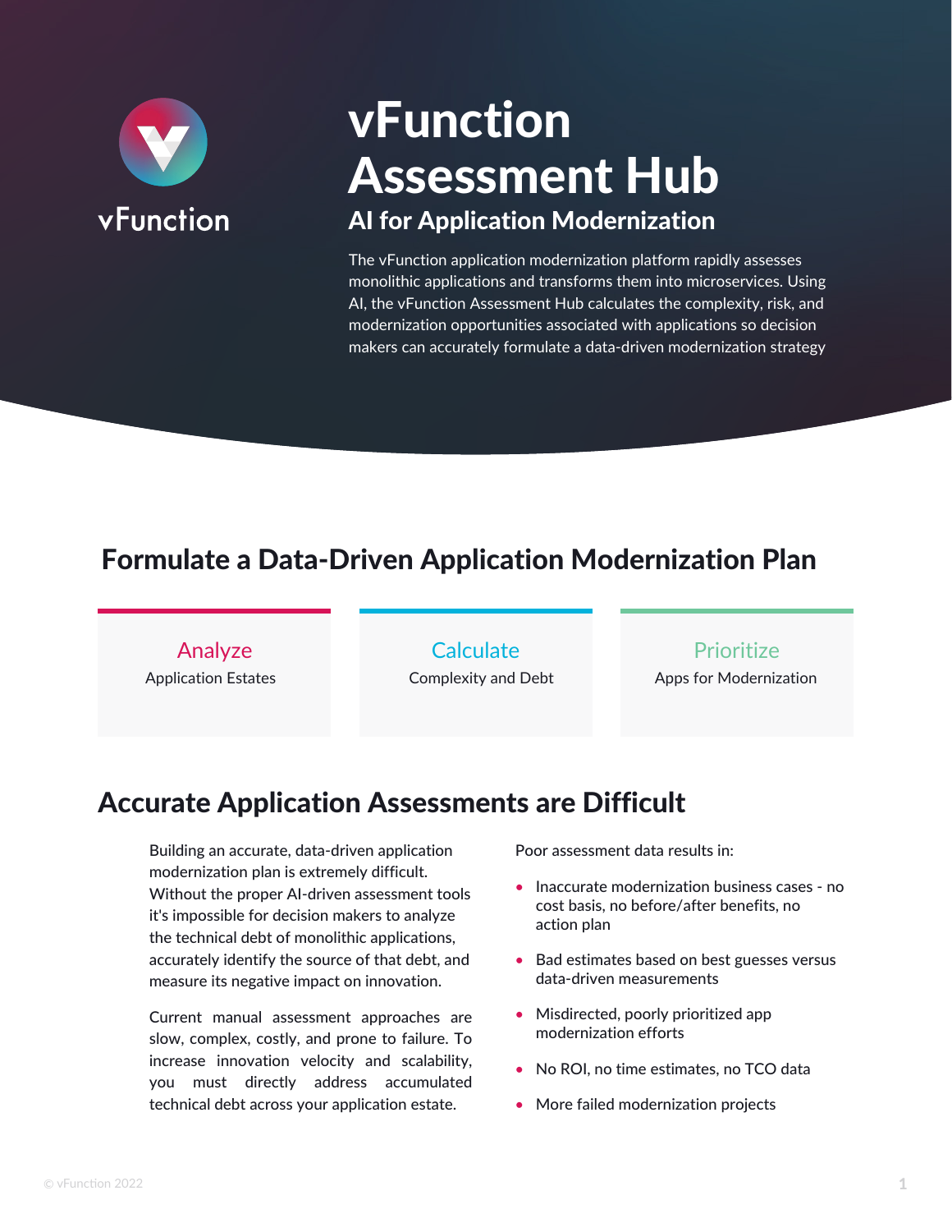vFunction

# vFunction Assessment Hub

## AI for Application Modernization

The vFunction application modernization platform rapidly assesses monolithic applications and transforms them into microservices. Using AI, the vFunction Assessment Hub calculates the complexity, risk, and modernization opportunities associated with applications so decision makers can accurately formulate a data-driven modernization strategy

## Formulate a Data-Driven Application Modernization Plan

**Analyze**
Application Estates

**Calculate**
Complexity and Debt

**Prioritize**
Apps for Modernization

## Accurate Application Assessments are Difficult

Building an accurate, data-driven application modernization plan is extremely difficult. Without the proper AI-driven assessment tools it's impossible for decision makers to analyze the technical debt of monolithic applications, accurately identify the source of that debt, and measure its negative impact on innovation.

Current manual assessment approaches are slow, complex, costly, and prone to failure. To increase innovation velocity and scalability, you must directly address accumulated technical debt across your application estate.

Poor assessment data results in:

- Inaccurate modernization business cases - no cost basis, no before/after benefits, no action plan
- Bad estimates based on best guesses versus data-driven measurements
- Misdirected, poorly prioritized app modernization efforts
- No ROI, no time estimates, no TCO data
- More failed modernization projects

© vFunction 2022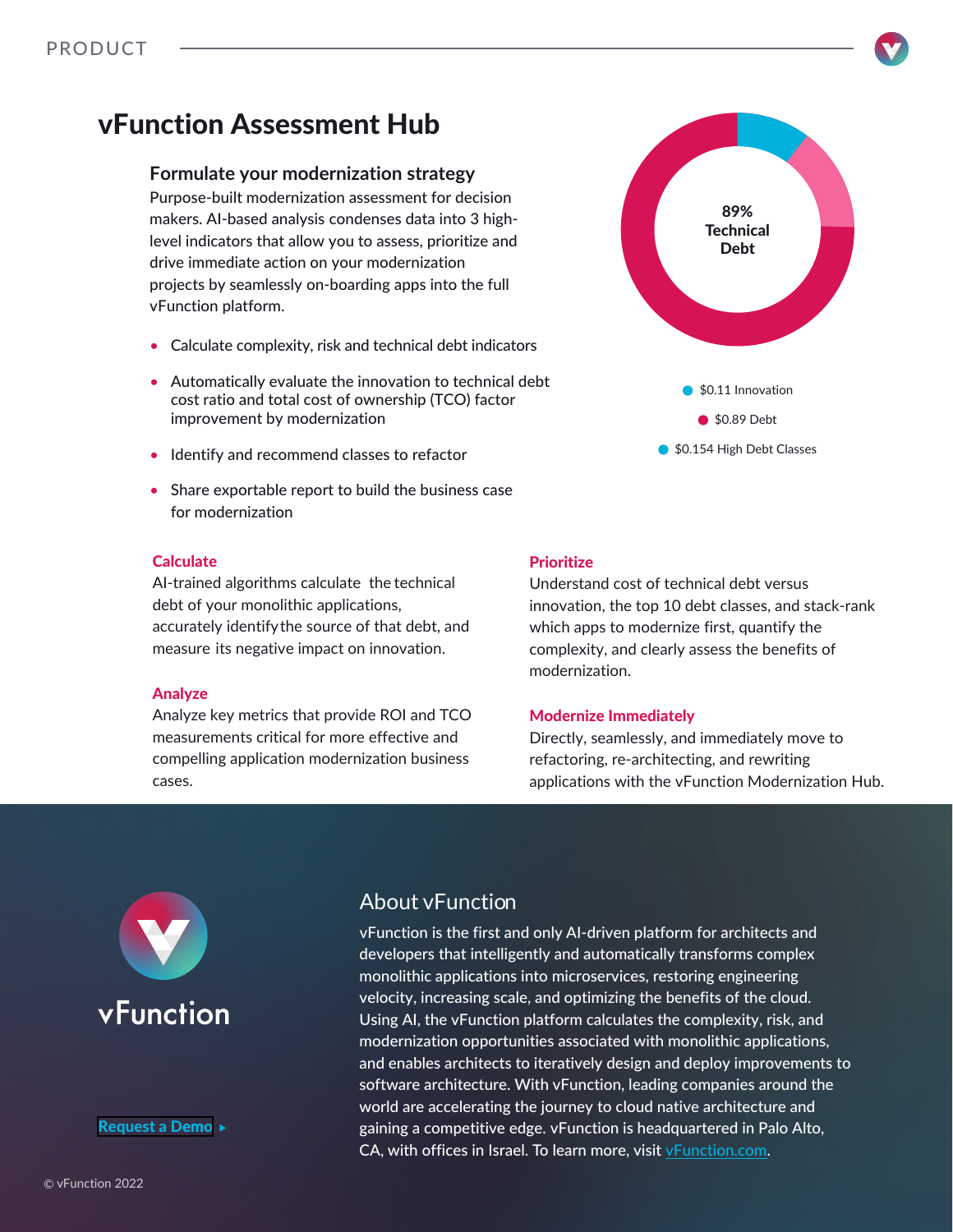# vFunction Assessment Hub

### Formulate your modernization strategy

Purpose-built modernization assessment for decision makers. AI-based analysis condenses data into 3 high-level indicators that allow you to assess, prioritize and drive immediate action on your modernization projects by seamlessly on-boarding apps into the full vFunction platform.

- Calculate complexity, risk and technical debt indicators
- Automatically evaluate the innovation to technical debt cost ratio and total cost of ownership (TCO) factor improvement by modernization
- Identify and recommend classes to refactor
- Share exportable report to build the business case for modernization

89% Technical Debt

$0.11 Innovation

$0.89 Debt

$0.154 High Debt Classes

**Calculate**

AI-trained algorithms calculate the technical debt of your monolithic applications, accurately identify the source of that debt, and measure its negative impact on innovation.

**Analyze**

Analyze key metrics that provide ROI and TCO measurements critical for more effective and compelling application modernization business cases.

**Prioritize**

Understand cost of technical debt versus innovation, the top 10 debt classes, and stack-rank which apps to modernize first, quantify the complexity, and clearly assess the benefits of modernization.

**Modernize Immediately**

Directly, seamlessly, and immediately move to refactoring, re-architecting, and rewriting applications with the vFunction Modernization Hub.

vFunction

Request a Demo

## About vFunction

vFunction is the first and only AI-driven platform for architects and developers that intelligently and automatically transforms complex monolithic applications into microservices, restoring engineering velocity, increasing scale, and optimizing the benefits of the cloud. Using AI, the vFunction platform calculates the complexity, risk, and modernization opportunities associated with monolithic applications, and enables architects to iteratively design and deploy improvements to software architecture. With vFunction, leading companies around the world are accelerating the journey to cloud native architecture and gaining a competitive edge. vFunction is headquartered in Palo Alto, CA, with offices in Israel. To learn more, visit vFunction.com.

© vFunction 2022